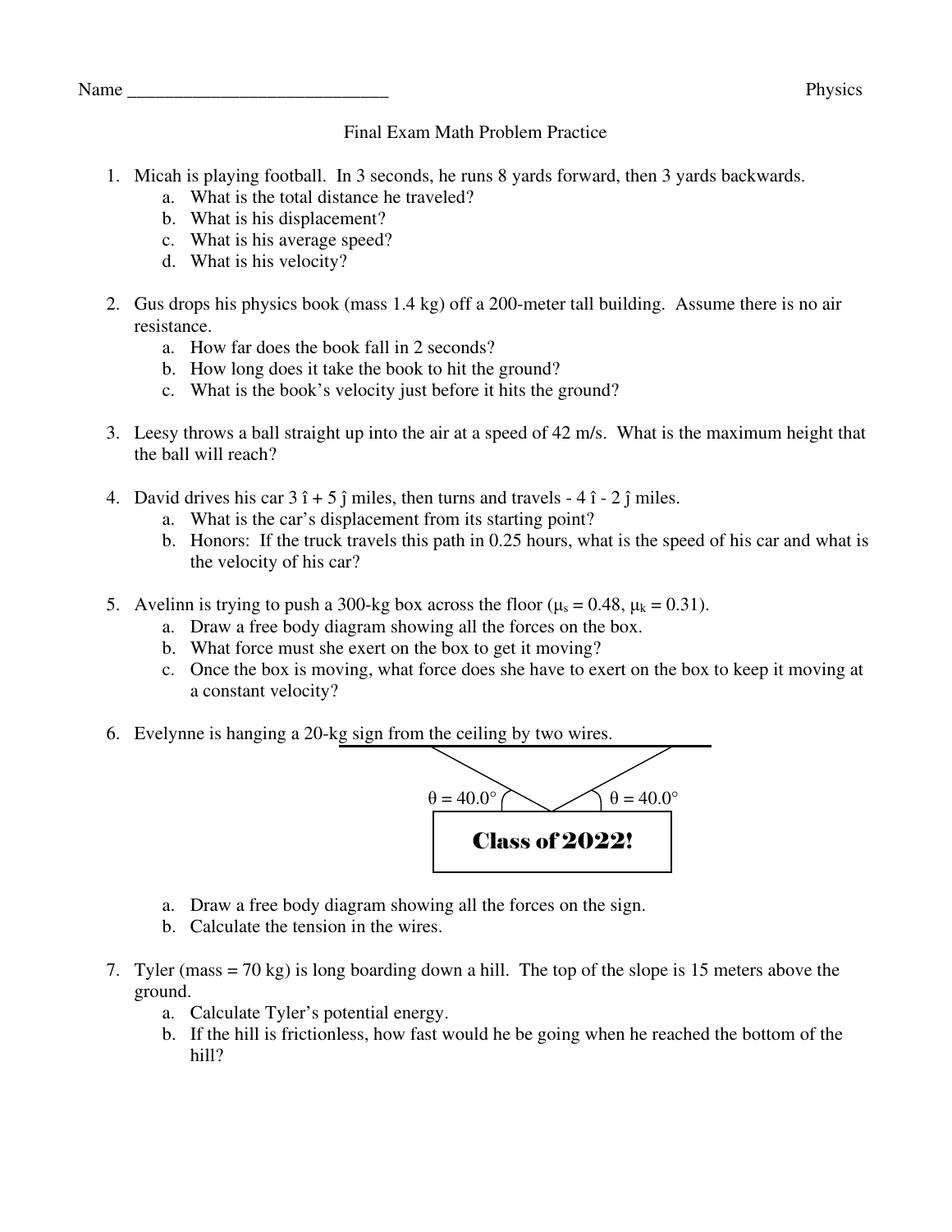Name ____________________________ Physics

Final Exam Math Problem Practice

1. Micah is playing football. In 3 seconds, he runs 8 yards forward, then 3 yards backwards.
   a. What is the total distance he traveled?
   b. What is his displacement?
   c. What is his average speed?
   d. What is his velocity?

2. Gus drops his physics book (mass 1.4 kg) off a 200-meter tall building. Assume there is no air resistance.
   a. How far does the book fall in 2 seconds?
   b. How long does it take the book to hit the ground?
   c. What is the book's velocity just before it hits the ground?

3. Leesy throws a ball straight up into the air at a speed of 42 m/s. What is the maximum height that the ball will reach?

4. David drives his car $3\hat{\imath} + 5\hat{\jmath}$ miles, then turns and travels $-4\hat{\imath} - 2\hat{\jmath}$ miles.
   a. What is the car's displacement from its starting point?
   b. Honors: If the truck travels this path in 0.25 hours, what is the speed of his car and what is the velocity of his car?

5. Avelinn is trying to push a 300-kg box across the floor ($\mu_s = 0.48$, $\mu_k = 0.31$).
   a. Draw a free body diagram showing all the forces on the box.
   b. What force must she exert on the box to get it moving?
   c. Once the box is moving, what force does she have to exert on the box to keep it moving at a constant velocity?

6. Evelynne is hanging a 20-kg sign from the ceiling by two wires.

   $\theta = 40.0°$ $\theta = 40.0°$

   Class of 2022!

   a. Draw a free body diagram showing all the forces on the sign.
   b. Calculate the tension in the wires.

7. Tyler (mass = 70 kg) is long boarding down a hill. The top of the slope is 15 meters above the ground.
   a. Calculate Tyler's potential energy.
   b. If the hill is frictionless, how fast would he be going when he reached the bottom of the hill?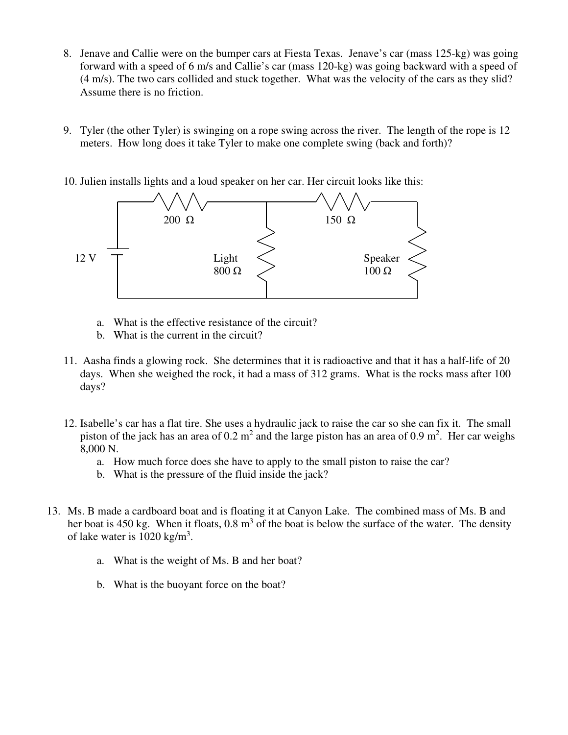8. Jenave and Callie were on the bumper cars at Fiesta Texas. Jenave's car (mass 125-kg) was going forward with a speed of 6 m/s and Callie's car (mass 120-kg) was going backward with a speed of (4 m/s). The two cars collided and stuck together. What was the velocity of the cars as they slid? Assume there is no friction.

9. Tyler (the other Tyler) is swinging on a rope swing across the river. The length of the rope is 12 meters. How long does it take Tyler to make one complete swing (back and forth)?

10. Julien installs lights and a loud speaker on her car. Her circuit looks like this:

12 V

200 Ω

Light
800 Ω

150 Ω

Speaker
100 Ω

   a. What is the effective resistance of the circuit?
   b. What is the current in the circuit?

11. Aasha finds a glowing rock. She determines that it is radioactive and that it has a half-life of 20 days. When she weighed the rock, it had a mass of 312 grams. What is the rocks mass after 100 days?

12. Isabelle's car has a flat tire. She uses a hydraulic jack to raise the car so she can fix it. The small piston of the jack has an area of 0.2 $m^2$ and the large piston has an area of 0.9 $m^2$. Her car weighs 8,000 N.
    a. How much force does she have to apply to the small piston to raise the car?
    b. What is the pressure of the fluid inside the jack?

13. Ms. B made a cardboard boat and is floating it at Canyon Lake. The combined mass of Ms. B and her boat is 450 kg. When it floats, 0.8 $m^3$ of the boat is below the surface of the water. The density of lake water is 1020 $kg/m^3$.

    a. What is the weight of Ms. B and her boat?

    b. What is the buoyant force on the boat?